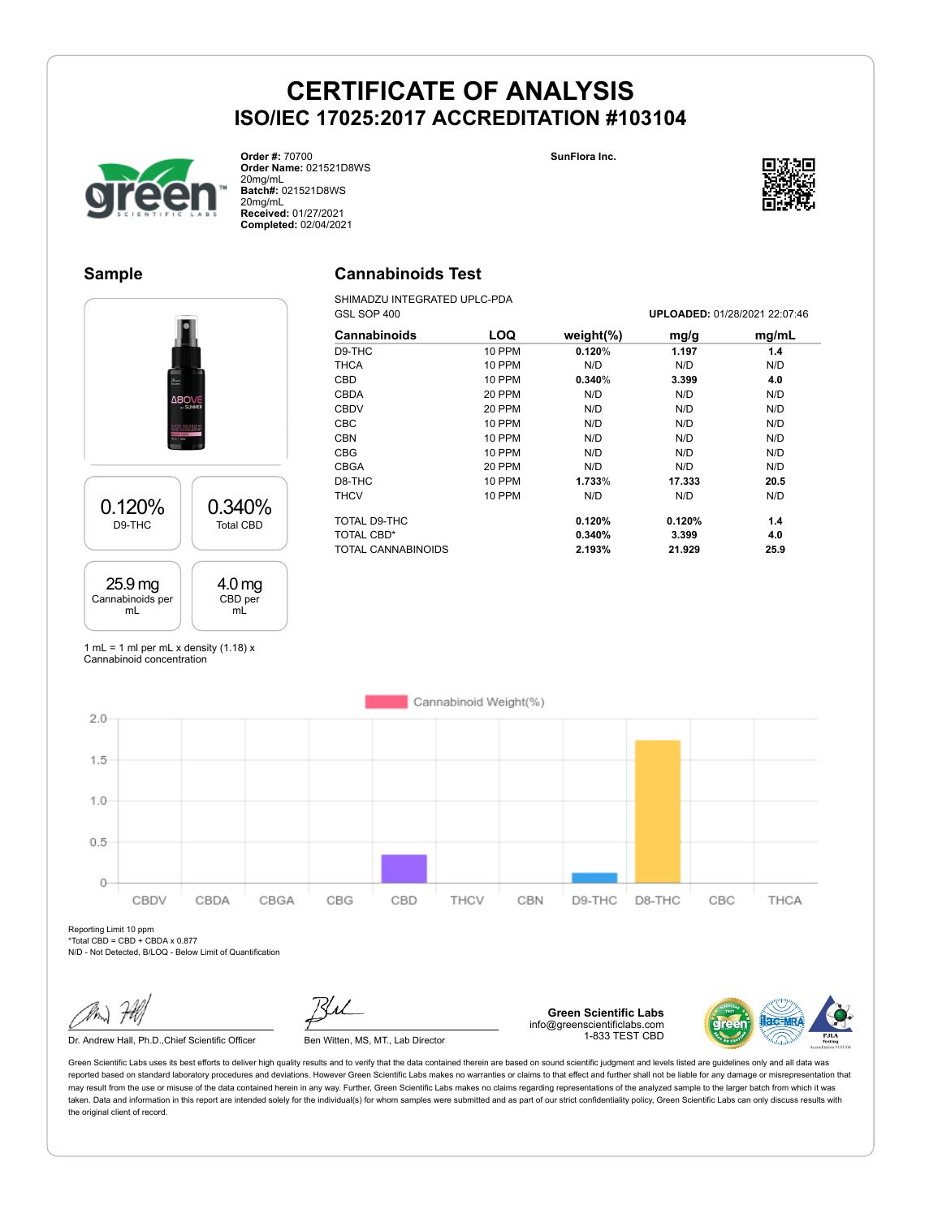# CERTIFICATE OF ANALYSIS

## ISO/IEC 17025:2017 ACCREDITATION #103104

**Order #:** 70700
**Order Name:** 021521D8WS 20mg/mL
**Batch#:** 021521D8WS 20mg/mL
**Received:** 01/27/2021
**Completed:** 02/04/2021

**SunFlora Inc.**

## Sample

| 0.120% | 0.340% |
|---|---|
| D9-THC | Total CBD |

| 25.9 mg | 4.0 mg |
|---|---|
| Cannabinoids per mL | CBD per mL |

1 mL = 1 ml per mL x density (1.18) x Cannabinoid concentration

## Cannabinoids Test

SHIMADZU INTEGRATED UPLC-PDA
GSL SOP 400

**UPLOADED:** 01/28/2021 22:07:46

| Cannabinoids | LOQ | weight(%) | mg/g | mg/mL |
|---|---|---|---|---|
| D9-THC | 10 PPM | **0.120%** | **1.197** | **1.4** |
| THCA | 10 PPM | N/D | N/D | N/D |
| CBD | 10 PPM | **0.340%** | **3.399** | **4.0** |
| CBDA | 20 PPM | N/D | N/D | N/D |
| CBDV | 20 PPM | N/D | N/D | N/D |
| CBC | 10 PPM | N/D | N/D | N/D |
| CBN | 10 PPM | N/D | N/D | N/D |
| CBG | 10 PPM | N/D | N/D | N/D |
| CBGA | 20 PPM | N/D | N/D | N/D |
| D8-THC | 10 PPM | **1.733%** | **17.333** | **20.5** |
| THCV | 10 PPM | N/D | N/D | N/D |
| TOTAL D9-THC | | **0.120%** | **0.120%** | **1.4** |
| TOTAL CBD* | | **0.340%** | **3.399** | **4.0** |
| TOTAL CANNABINOIDS | | **2.193%** | **21.929** | **25.9** |

Cannabinoid Weight(%)

Reporting Limit 10 ppm
*Total CBD = CBD + CBDA x 0.877
N/D - Not Detected, B/LOQ - Below Limit of Quantification

Dr. Andrew Hall, Ph.D.,Chief Scientific Officer

Ben Witten, MS, MT., Lab Director

**Green Scientific Labs**
info@greenscientificlabs.com
1-833 TEST CBD

Green Scientific Labs uses its best efforts to deliver high quality results and to verify that the data contained therein are based on sound scientific judgment and levels listed are guidelines only and all data was reported based on standard laboratory procedures and deviations. However Green Scientific Labs makes no warranties or claims to that effect and further shall not be liable for any damage or misrepresentation that may result from the use or misuse of the data contained herein in any way. Further, Green Scientific Labs makes no claims regarding representations of the analyzed sample to the larger batch from which it was taken. Data and information in this report are intended solely for the individual(s) for whom samples were submitted and as part of our strict confidentiality policy, Green Scientific Labs can only discuss results with the original client of record.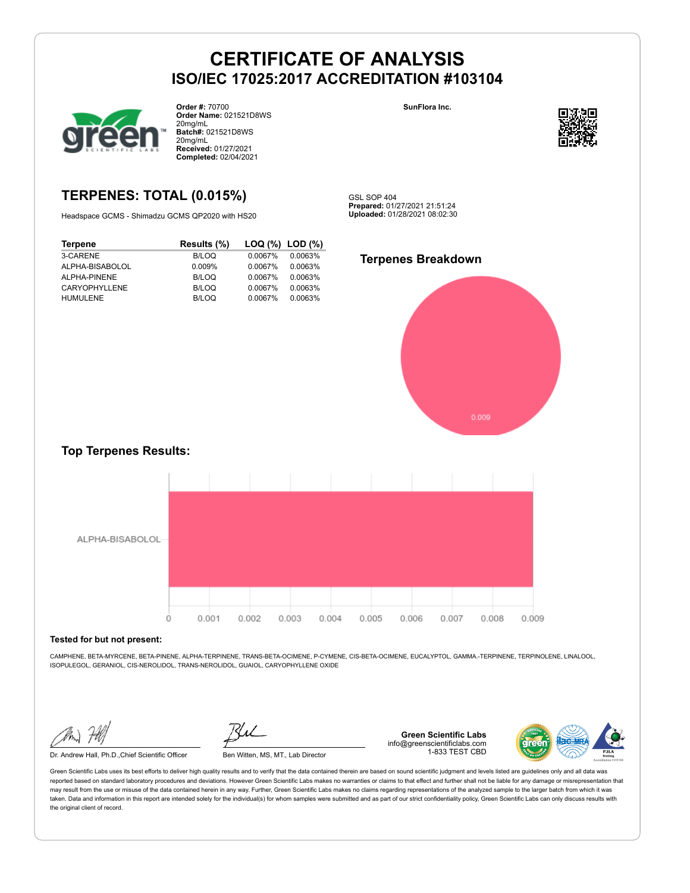# CERTIFICATE OF ANALYSIS

## ISO/IEC 17025:2017 ACCREDITATION #103104

**Order #:** 70700
**Order Name:** 021521D8WS 20mg/mL
**Batch#:** 021521D8WS 20mg/mL
**Received:** 01/27/2021
**Completed:** 02/04/2021

**SunFlora Inc.**

## TERPENES: TOTAL (0.015%)

Headspace GCMS - Shimadzu GCMS QP2020 with HS20

GSL SOP 404
**Prepared:** 01/27/2021 21:51:24
**Uploaded:** 01/28/2021 08:02:30

| Terpene | Results (%) | LOQ (%) | LOD (%) |
|---|---|---|---|
| 3-CARENE | B/LOQ | 0.0067% | 0.0063% |
| ALPHA-BISABOLOL | 0.009% | 0.0067% | 0.0063% |
| ALPHA-PINENE | B/LOQ | 0.0067% | 0.0063% |
| CARYOPHYLLENE | B/LOQ | 0.0067% | 0.0063% |
| HUMULENE | B/LOQ | 0.0067% | 0.0063% |

### Terpenes Breakdown

0.009

### Top Terpenes Results:

ALPHA-BISABOLOL

0 0.001 0.002 0.003 0.004 0.005 0.006 0.007 0.008 0.009

**Tested for but not present:**

CAMPHENE, BETA-MYRCENE, BETA-PINENE, ALPHA-TERPINENE, TRANS-BETA-OCIMENE, P-CYMENE, CIS-BETA-OCIMENE, EUCALYPTOL, GAMMA.-TERPINENE, TERPINOLENE, LINALOOL, ISOPULEGOL, GERANIOL, CIS-NEROLIDOL, TRANS-NEROLIDOL, GUAIOL, CARYOPHYLLENE OXIDE

Dr. Andrew Hall, Ph.D.,Chief Scientific Officer

Ben Witten, MS, MT., Lab Director

**Green Scientific Labs**
info@greenscientificlabs.com
1-833 TEST CBD

Green Scientific Labs uses its best efforts to deliver high quality results and to verify that the data contained therein are based on sound scientific judgment and levels listed are guidelines only and all data was reported based on standard laboratory procedures and deviations. However Green Scientific Labs makes no warranties or claims to that effect and further shall not be liable for any damage or misrepresentation that may result from the use or misuse of the data contained herein in any way. Further, Green Scientific Labs makes no claims regarding representations of the analyzed sample to the larger batch from which it was taken. Data and information in this report are intended solely for the individual(s) for whom samples were submitted and as part of our strict confidentiality policy, Green Scientific Labs can only discuss results with the original client of record.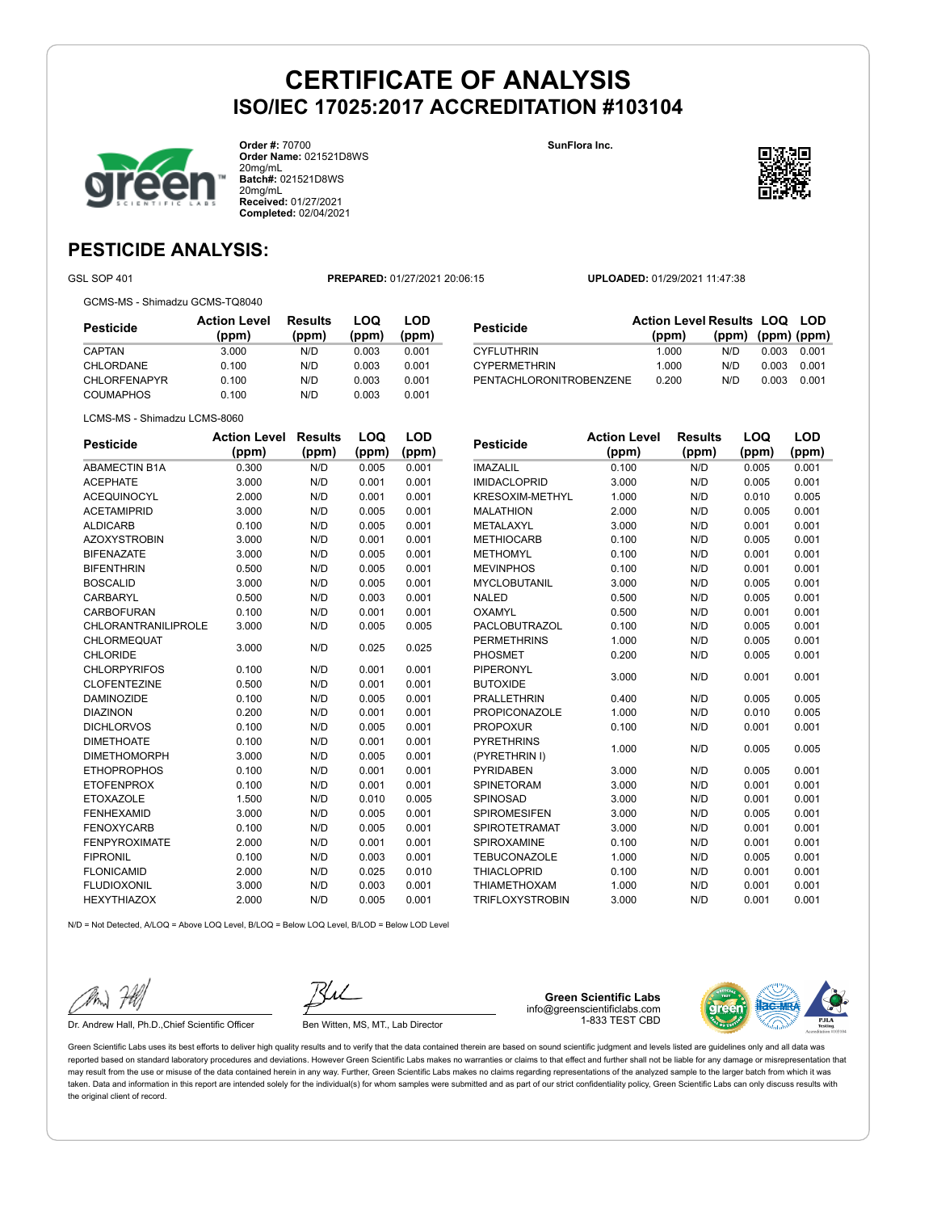# CERTIFICATE OF ANALYSIS

## ISO/IEC 17025:2017 ACCREDITATION #103104

**Order #:** 70700
**Order Name:** 021521D8WS 20mg/mL
**Batch#:** 021521D8WS 20mg/mL
**Received:** 01/27/2021
**Completed:** 02/04/2021

**SunFlora Inc.**

## PESTICIDE ANALYSIS:

GSL SOP 401 **PREPARED:** 01/27/2021 20:06:15 **UPLOADED:** 01/29/2021 11:47:38

GCMS-MS - Shimadzu GCMS-TQ8040

| Pesticide | Action Level (ppm) | Results (ppm) | LOQ (ppm) | LOD (ppm) |
|---|---|---|---|---|
| CAPTAN | 3.000 | N/D | 0.003 | 0.001 |
| CHLORDANE | 0.100 | N/D | 0.003 | 0.001 |
| CHLORFENAPYR | 0.100 | N/D | 0.003 | 0.001 |
| COUMAPHOS | 0.100 | N/D | 0.003 | 0.001 |
| CYFLUTHRIN | 1.000 | N/D | 0.003 | 0.001 |
| CYPERMETHRIN | 1.000 | N/D | 0.003 | 0.001 |
| PENTACHLORONITROBENZENE | 0.200 | N/D | 0.003 | 0.001 |

LCMS-MS - Shimadzu LCMS-8060

| Pesticide | Action Level (ppm) | Results (ppm) | LOQ (ppm) | LOD (ppm) |
|---|---|---|---|---|
| ABAMECTIN B1A | 0.300 | N/D | 0.005 | 0.001 |
| ACEPHATE | 3.000 | N/D | 0.001 | 0.001 |
| ACEQUINOCYL | 2.000 | N/D | 0.001 | 0.001 |
| ACETAMIPRID | 3.000 | N/D | 0.005 | 0.001 |
| ALDICARB | 0.100 | N/D | 0.005 | 0.001 |
| AZOXYSTROBIN | 3.000 | N/D | 0.001 | 0.001 |
| BIFENAZATE | 3.000 | N/D | 0.005 | 0.001 |
| BIFENTHRIN | 0.500 | N/D | 0.005 | 0.001 |
| BOSCALID | 3.000 | N/D | 0.005 | 0.001 |
| CARBARYL | 0.500 | N/D | 0.003 | 0.001 |
| CARBOFURAN | 0.100 | N/D | 0.001 | 0.001 |
| CHLORANTRANILIPROLE | 3.000 | N/D | 0.005 | 0.005 |
| CHLORMEQUAT CHLORIDE | 3.000 | N/D | 0.025 | 0.025 |
| CHLORPYRIFOS | 0.100 | N/D | 0.001 | 0.001 |
| CLOFENTEZINE | 0.500 | N/D | 0.001 | 0.001 |
| DAMINOZIDE | 0.100 | N/D | 0.005 | 0.001 |
| DIAZINON | 0.200 | N/D | 0.001 | 0.001 |
| DICHLORVOS | 0.100 | N/D | 0.005 | 0.001 |
| DIMETHOATE | 0.100 | N/D | 0.001 | 0.001 |
| DIMETHOMORPH | 3.000 | N/D | 0.005 | 0.001 |
| ETHOPROPHOS | 0.100 | N/D | 0.001 | 0.001 |
| ETOFENPROX | 0.100 | N/D | 0.001 | 0.001 |
| ETOXAZOLE | 1.500 | N/D | 0.010 | 0.005 |
| FENHEXAMID | 3.000 | N/D | 0.005 | 0.001 |
| FENOXYCARB | 0.100 | N/D | 0.005 | 0.001 |
| FENPYROXIMATE | 2.000 | N/D | 0.001 | 0.001 |
| FIPRONIL | 0.100 | N/D | 0.003 | 0.001 |
| FLONICAMID | 2.000 | N/D | 0.025 | 0.010 |
| FLUDIOXONIL | 3.000 | N/D | 0.003 | 0.001 |
| HEXYTHIAZOX | 2.000 | N/D | 0.005 | 0.001 |
| IMAZALIL | 0.100 | N/D | 0.005 | 0.001 |
| IMIDACLOPRID | 3.000 | N/D | 0.005 | 0.001 |
| KRESOXIM-METHYL | 1.000 | N/D | 0.010 | 0.005 |
| MALATHION | 2.000 | N/D | 0.005 | 0.001 |
| METALAXYL | 3.000 | N/D | 0.001 | 0.001 |
| METHIOCARB | 0.100 | N/D | 0.005 | 0.001 |
| METHOMYL | 0.100 | N/D | 0.001 | 0.001 |
| MEVINPHOS | 0.100 | N/D | 0.001 | 0.001 |
| MYCLOBUTANIL | 3.000 | N/D | 0.005 | 0.001 |
| NALED | 0.500 | N/D | 0.005 | 0.001 |
| OXAMYL | 0.500 | N/D | 0.001 | 0.001 |
| PACLOBUTRAZOL | 0.100 | N/D | 0.005 | 0.001 |
| PERMETHRINS | 1.000 | N/D | 0.005 | 0.001 |
| PHOSMET | 0.200 | N/D | 0.005 | 0.001 |
| PIPERONYL BUTOXIDE | 3.000 | N/D | 0.001 | 0.001 |
| PRALLETHRIN | 0.400 | N/D | 0.005 | 0.005 |
| PROPICONAZOLE | 1.000 | N/D | 0.010 | 0.005 |
| PROPOXUR | 0.100 | N/D | 0.001 | 0.001 |
| PYRETHRINS (PYRETHRIN I) | 1.000 | N/D | 0.005 | 0.005 |
| PYRIDABEN | 3.000 | N/D | 0.005 | 0.001 |
| SPINETORAM | 3.000 | N/D | 0.001 | 0.001 |
| SPINOSAD | 3.000 | N/D | 0.001 | 0.001 |
| SPIROMESIFEN | 3.000 | N/D | 0.005 | 0.001 |
| SPIROTETRAMAT | 3.000 | N/D | 0.001 | 0.001 |
| SPIROXAMINE | 0.100 | N/D | 0.001 | 0.001 |
| TEBUCONAZOLE | 1.000 | N/D | 0.005 | 0.001 |
| THIACLOPRID | 0.100 | N/D | 0.001 | 0.001 |
| THIAMETHOXAM | 1.000 | N/D | 0.001 | 0.001 |
| TRIFLOXYSTROBIN | 3.000 | N/D | 0.001 | 0.001 |

N/D = Not Detected, A/LOQ = Above LOQ Level, B/LOQ = Below LOQ Level, B/LOD = Below LOD Level

Dr. Andrew Hall, Ph.D.,Chief Scientific Officer

Ben Witten, MS, MT., Lab Director

**Green Scientific Labs**
info@greenscientificlabs.com
1-833 TEST CBD

Green Scientific Labs uses its best efforts to deliver high quality results and to verify that the data contained therein are based on sound scientific judgment and levels listed are guidelines only and all data was reported based on standard laboratory procedures and deviations. However Green Scientific Labs makes no warranties or claims to that effect and further shall not be liable for any damage or misrepresentation that may result from the use or misuse of the data contained herein in any way. Further, Green Scientific Labs makes no claims regarding representations of the analyzed sample to the larger batch from which it was taken. Data and information in this report are intended solely for the individual(s) for whom samples were submitted and as part of our strict confidentiality policy, Green Scientific Labs can only discuss results with the original client of record.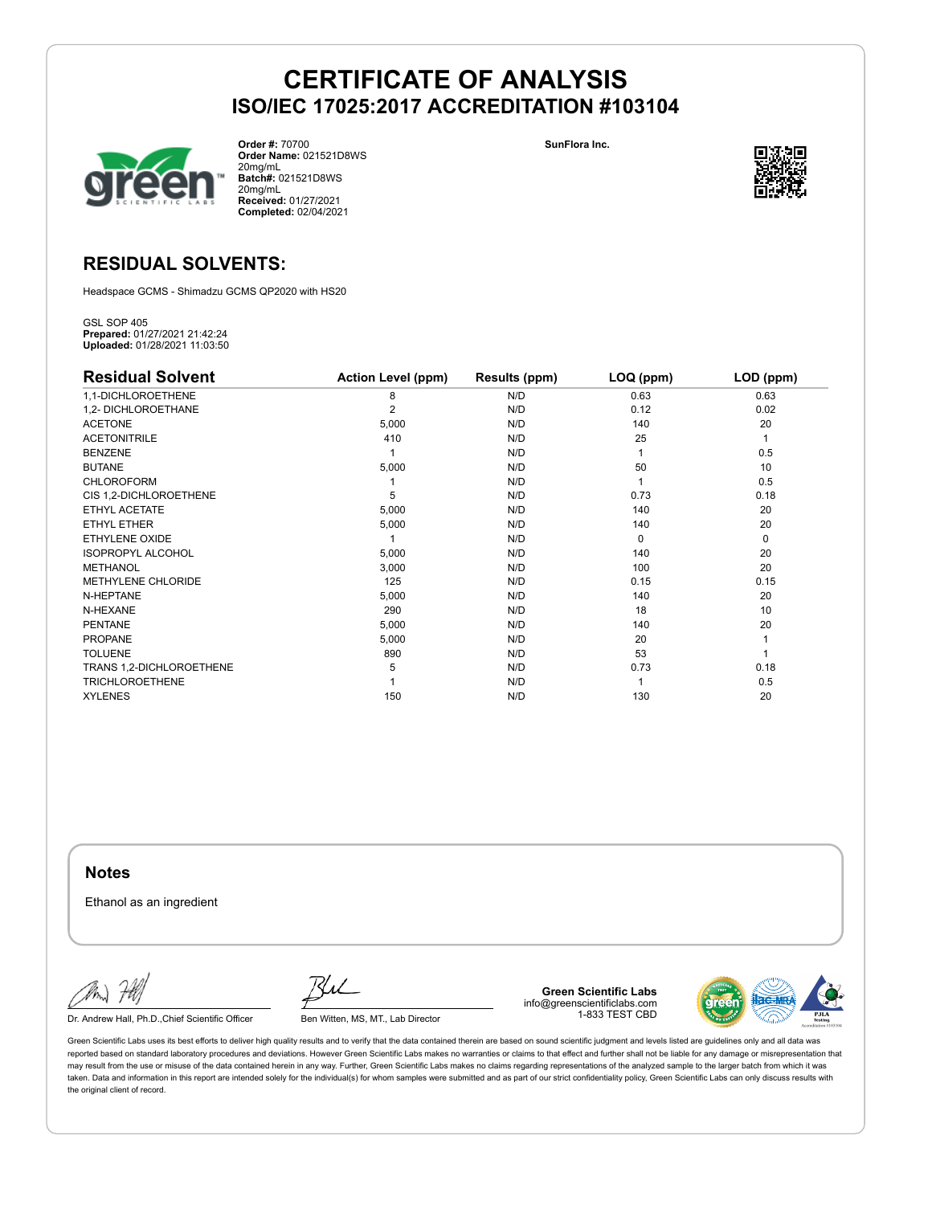# CERTIFICATE OF ANALYSIS
## ISO/IEC 17025:2017 ACCREDITATION #103104

**Order #:** 70700
**Order Name:** 021521D8WS 20mg/mL
**Batch#:** 021521D8WS 20mg/mL
**Received:** 01/27/2021
**Completed:** 02/04/2021

**SunFlora Inc.**

## RESIDUAL SOLVENTS:

Headspace GCMS - Shimadzu GCMS QP2020 with HS20

GSL SOP 405
**Prepared:** 01/27/2021 21:42:24
**Uploaded:** 01/28/2021 11:03:50

| Residual Solvent | Action Level (ppm) | Results (ppm) | LOQ (ppm) | LOD (ppm) |
|---|---|---|---|---|
| 1,1-DICHLOROETHENE | 8 | N/D | 0.63 | 0.63 |
| 1,2- DICHLOROETHANE | 2 | N/D | 0.12 | 0.02 |
| ACETONE | 5,000 | N/D | 140 | 20 |
| ACETONITRILE | 410 | N/D | 25 | 1 |
| BENZENE | 1 | N/D | 1 | 0.5 |
| BUTANE | 5,000 | N/D | 50 | 10 |
| CHLOROFORM | 1 | N/D | 1 | 0.5 |
| CIS 1,2-DICHLOROETHENE | 5 | N/D | 0.73 | 0.18 |
| ETHYL ACETATE | 5,000 | N/D | 140 | 20 |
| ETHYL ETHER | 5,000 | N/D | 140 | 20 |
| ETHYLENE OXIDE | 1 | N/D | 0 | 0 |
| ISOPROPYL ALCOHOL | 5,000 | N/D | 140 | 20 |
| METHANOL | 3,000 | N/D | 100 | 20 |
| METHYLENE CHLORIDE | 125 | N/D | 0.15 | 0.15 |
| N-HEPTANE | 5,000 | N/D | 140 | 20 |
| N-HEXANE | 290 | N/D | 18 | 10 |
| PENTANE | 5,000 | N/D | 140 | 20 |
| PROPANE | 5,000 | N/D | 20 | 1 |
| TOLUENE | 890 | N/D | 53 | 1 |
| TRANS 1,2-DICHLOROETHENE | 5 | N/D | 0.73 | 0.18 |
| TRICHLOROETHENE | 1 | N/D | 1 | 0.5 |
| XYLENES | 150 | N/D | 130 | 20 |

### Notes

Ethanol as an ingredient

Dr. Andrew Hall, Ph.D.,Chief Scientific Officer

Ben Witten, MS, MT., Lab Director

**Green Scientific Labs**
info@greenscientificlabs.com
1-833 TEST CBD

Green Scientific Labs uses its best efforts to deliver high quality results and to verify that the data contained therein are based on sound scientific judgment and levels listed are guidelines only and all data was reported based on standard laboratory procedures and deviations. However Green Scientific Labs makes no warranties or claims to that effect and further shall not be liable for any damage or misrepresentation that may result from the use or misuse of the data contained herein in any way. Further, Green Scientific Labs makes no claims regarding representations of the analyzed sample to the larger batch from which it was taken. Data and information in this report are intended solely for the individual(s) for whom samples were submitted and as part of our strict confidentiality policy, Green Scientific Labs can only discuss results with the original client of record.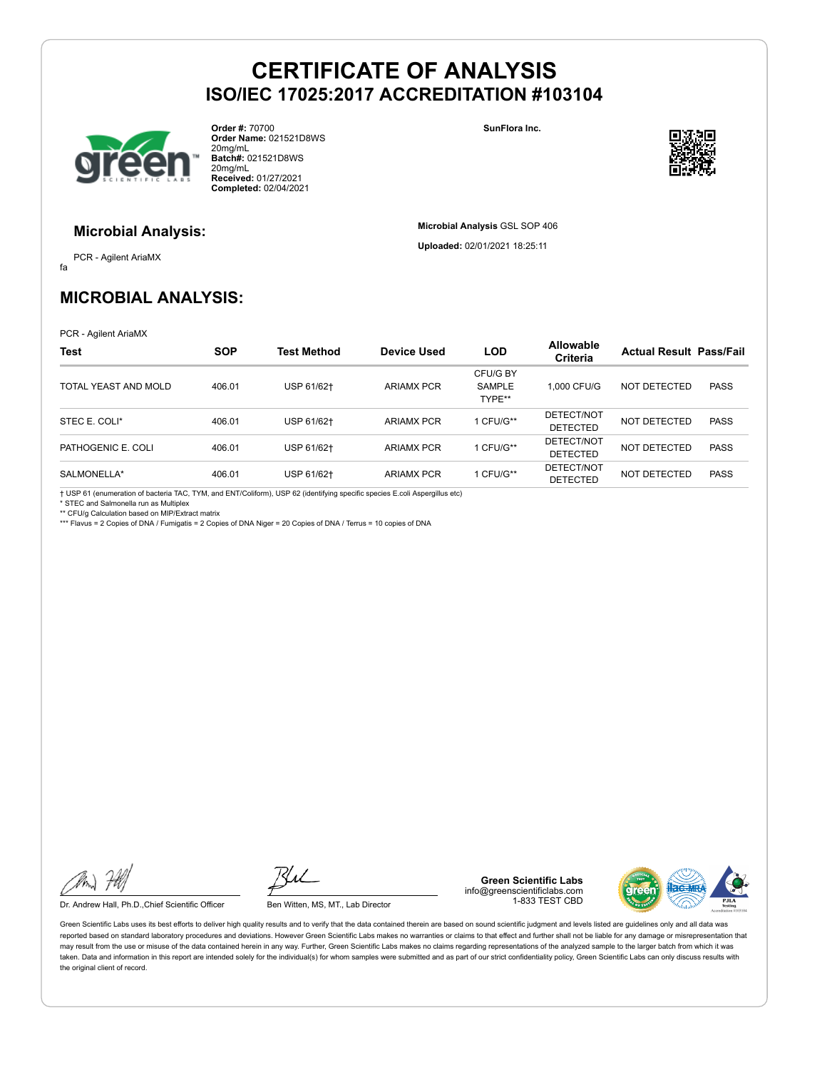# CERTIFICATE OF ANALYSIS
## ISO/IEC 17025:2017 ACCREDITATION #103104

**Order #:** 70700
**Order Name:** 021521D8WS 20mg/mL
**Batch#:** 021521D8WS 20mg/mL
**Received:** 01/27/2021
**Completed:** 02/04/2021

**SunFlora Inc.**

### Microbial Analysis:

PCR - Agilent AriaMX

fa

**Microbial Analysis** GSL SOP 406

**Uploaded:** 02/01/2021 18:25:11

## MICROBIAL ANALYSIS:

PCR - Agilent AriaMX

| Test | SOP | Test Method | Device Used | LOD | Allowable Criteria | Actual Result | Pass/Fail |
|---|---|---|---|---|---|---|---|
| TOTAL YEAST AND MOLD | 406.01 | USP 61/62† | ARIAMX PCR | CFU/G BY SAMPLE TYPE** | 1,000 CFU/G | NOT DETECTED | PASS |
| STEC E. COLI* | 406.01 | USP 61/62† | ARIAMX PCR | 1 CFU/G** | DETECT/NOT DETECTED | NOT DETECTED | PASS |
| PATHOGENIC E. COLI | 406.01 | USP 61/62† | ARIAMX PCR | 1 CFU/G** | DETECT/NOT DETECTED | NOT DETECTED | PASS |
| SALMONELLA* | 406.01 | USP 61/62† | ARIAMX PCR | 1 CFU/G** | DETECT/NOT DETECTED | NOT DETECTED | PASS |

† USP 61 (enumeration of bacteria TAC, TYM, and ENT/Coliform), USP 62 (identifying specific species E.coli Aspergillus etc)
* STEC and Salmonella run as Multiplex
** CFU/g Calculation based on MIP/Extract matrix
*** Flavus = 2 Copies of DNA / Fumigatis = 2 Copies of DNA Niger = 20 Copies of DNA / Terrus = 10 copies of DNA

Dr. Andrew Hall, Ph.D.,Chief Scientific Officer

Ben Witten, MS, MT., Lab Director

**Green Scientific Labs**
info@greenscientificlabs.com
1-833 TEST CBD

Green Scientific Labs uses its best efforts to deliver high quality results and to verify that the data contained therein are based on sound scientific judgment and levels listed are guidelines only and all data was reported based on standard laboratory procedures and deviations. However Green Scientific Labs makes no warranties or claims to that effect and further shall not be liable for any damage or misrepresentation that may result from the use or misuse of the data contained herein in any way. Further, Green Scientific Labs makes no claims regarding representations of the analyzed sample to the larger batch from which it was taken. Data and information in this report are intended solely for the individual(s) for whom samples were submitted and as part of our strict confidentiality policy, Green Scientific Labs can only discuss results with the original client of record.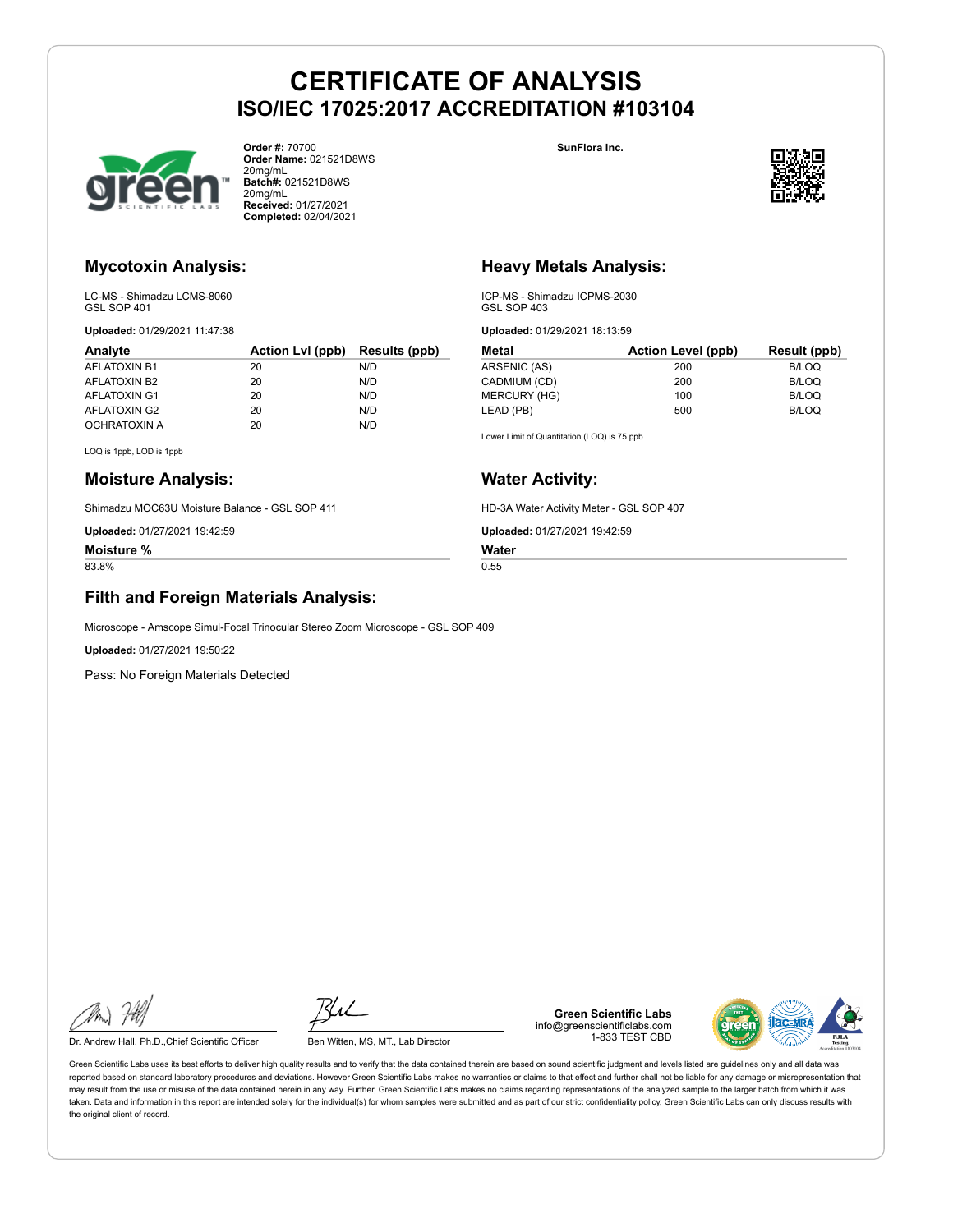# CERTIFICATE OF ANALYSIS

## ISO/IEC 17025:2017 ACCREDITATION #103104

**Order #:** 70700
**Order Name:** 021521D8WS 20mg/mL
**Batch#:** 021521D8WS 20mg/mL
**Received:** 01/27/2021
**Completed:** 02/04/2021

**SunFlora Inc.**

## Mycotoxin Analysis:

LC-MS - Shimadzu LCMS-8060
GSL SOP 401

**Uploaded:** 01/29/2021 11:47:38

| Analyte | Action Lvl (ppb) | Results (ppb) |
|---|---|---|
| AFLATOXIN B1 | 20 | N/D |
| AFLATOXIN B2 | 20 | N/D |
| AFLATOXIN G1 | 20 | N/D |
| AFLATOXIN G2 | 20 | N/D |
| OCHRATOXIN A | 20 | N/D |

LOQ is 1ppb, LOD is 1ppb

## Heavy Metals Analysis:

ICP-MS - Shimadzu ICPMS-2030
GSL SOP 403

**Uploaded:** 01/29/2021 18:13:59

| Metal | Action Level (ppb) | Result (ppb) |
|---|---|---|
| ARSENIC (AS) | 200 | B/LOQ |
| CADMIUM (CD) | 200 | B/LOQ |
| MERCURY (HG) | 100 | B/LOQ |
| LEAD (PB) | 500 | B/LOQ |

Lower Limit of Quantitation (LOQ) is 75 ppb

## Moisture Analysis:

Shimadzu MOC63U Moisture Balance - GSL SOP 411

**Uploaded:** 01/27/2021 19:42:59

| Moisture % |
|---|
| 83.8% |

## Water Activity:

HD-3A Water Activity Meter - GSL SOP 407

**Uploaded:** 01/27/2021 19:42:59

| Water |
|---|
| 0.55 |

## Filth and Foreign Materials Analysis:

Microscope - Amscope Simul-Focal Trinocular Stereo Zoom Microscope - GSL SOP 409

**Uploaded:** 01/27/2021 19:50:22

Pass: No Foreign Materials Detected

Dr. Andrew Hall, Ph.D.,Chief Scientific Officer

Ben Witten, MS, MT., Lab Director

**Green Scientific Labs**
info@greenscientificlabs.com
1-833 TEST CBD

Green Scientific Labs uses its best efforts to deliver high quality results and to verify that the data contained therein are based on sound scientific judgment and levels listed are guidelines only and all data was reported based on standard laboratory procedures and deviations. However Green Scientific Labs makes no warranties or claims to that effect and further shall not be liable for any damage or misrepresentation that may result from the use or misuse of the data contained herein in any way. Further, Green Scientific Labs makes no claims regarding representations of the analyzed sample to the larger batch from which it was taken. Data and information in this report are intended solely for the individual(s) for whom samples were submitted and as part of our strict confidentiality policy, Green Scientific Labs can only discuss results with the original client of record.